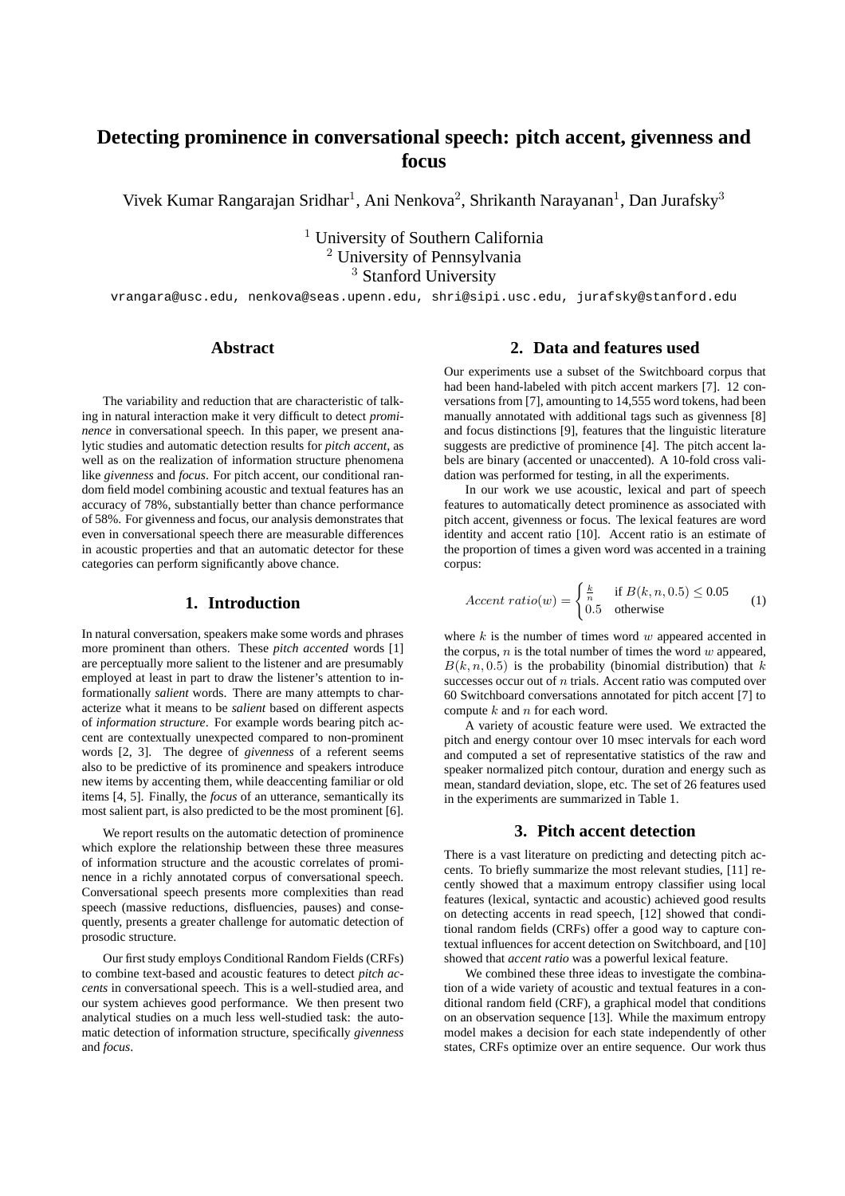# Detecting prominence in conversational speech: pitch accent, givenness and focus

Vivek Kumar Rangarajan Sridhar[1], Ani Nenkova[2], Shrikanth Narayanan[1], Dan Jurafsky[3]

[1] University of Southern California
[2] University of Pennsylvania
[3] Stanford University

vrangara@usc.edu, nenkova@seas.upenn.edu, shri@sipi.usc.edu, jurafsky@stanford.edu

## Abstract

The variability and reduction that are characteristic of talking in natural interaction make it very difficult to detect *prominence* in conversational speech. In this paper, we present analytic studies and automatic detection results for *pitch accent*, as well as on the realization of information structure phenomena like *givenness* and *focus*. For pitch accent, our conditional random field model combining acoustic and textual features has an accuracy of 78%, substantially better than chance performance of 58%. For givenness and focus, our analysis demonstrates that even in conversational speech there are measurable differences in acoustic properties and that an automatic detector for these categories can perform significantly above chance.

## 1. Introduction

In natural conversation, speakers make some words and phrases more prominent than others. These *pitch accented* words [1] are perceptually more salient to the listener and are presumably employed at least in part to draw the listener's attention to informationally *salient* words. There are many attempts to characterize what it means to be *salient* based on different aspects of *information structure*. For example words bearing pitch accent are contextually unexpected compared to non-prominent words [2, 3]. The degree of *givenness* of a referent seems also to be predictive of its prominence and speakers introduce new items by accenting them, while deaccenting familiar or old items [4, 5]. Finally, the *focus* of an utterance, semantically its most salient part, is also predicted to be the most prominent [6].

We report results on the automatic detection of prominence which explore the relationship between these three measures of information structure and the acoustic correlates of prominence in a richly annotated corpus of conversational speech. Conversational speech presents more complexities than read speech (massive reductions, disfluencies, pauses) and consequently, presents a greater challenge for automatic detection of prosodic structure.

Our first study employs Conditional Random Fields (CRFs) to combine text-based and acoustic features to detect *pitch accents* in conversational speech. This is a well-studied area, and our system achieves good performance. We then present two analytical studies on a much less well-studied task: the automatic detection of information structure, specifically *givenness* and *focus*.

## 2. Data and features used

Our experiments use a subset of the Switchboard corpus that had been hand-labeled with pitch accent markers [7]. 12 conversations from [7], amounting to 14,555 word tokens, had been manually annotated with additional tags such as givenness [8] and focus distinctions [9], features that the linguistic literature suggests are predictive of prominence [4]. The pitch accent labels are binary (accented or unaccented). A 10-fold cross validation was performed for testing, in all the experiments.

In our work we use acoustic, lexical and part of speech features to automatically detect prominence as associated with pitch accent, givenness or focus. The lexical features are word identity and accent ratio [10]. Accent ratio is an estimate of the proportion of times a given word was accented in a training corpus:

$$Accent\ ratio(w) = \begin{cases} \frac{k}{n} & \text{if } B(k, n, 0.5) \leq 0.05 \\ 0.5 & \text{otherwise} \end{cases} \quad (1)$$

where $k$ is the number of times word $w$ appeared accented in the corpus, $n$ is the total number of times the word $w$ appeared, $B(k, n, 0.5)$ is the probability (binomial distribution) that $k$ successes occur out of $n$ trials. Accent ratio was computed over 60 Switchboard conversations annotated for pitch accent [7] to compute $k$ and $n$ for each word.

A variety of acoustic feature were used. We extracted the pitch and energy contour over 10 msec intervals for each word and computed a set of representative statistics of the raw and speaker normalized pitch contour, duration and energy such as mean, standard deviation, slope, etc. The set of 26 features used in the experiments are summarized in Table 1.

## 3. Pitch accent detection

There is a vast literature on predicting and detecting pitch accents. To briefly summarize the most relevant studies, [11] recently showed that a maximum entropy classifier using local features (lexical, syntactic and acoustic) achieved good results on detecting accents in read speech, [12] showed that conditional random fields (CRFs) offer a good way to capture contextual influences for accent detection on Switchboard, and [10] showed that *accent ratio* was a powerful lexical feature.

We combined these three ideas to investigate the combination of a wide variety of acoustic and textual features in a conditional random field (CRF), a graphical model that conditions on an observation sequence [13]. While the maximum entropy model makes a decision for each state independently of other states, CRFs optimize over an entire sequence. Our work thus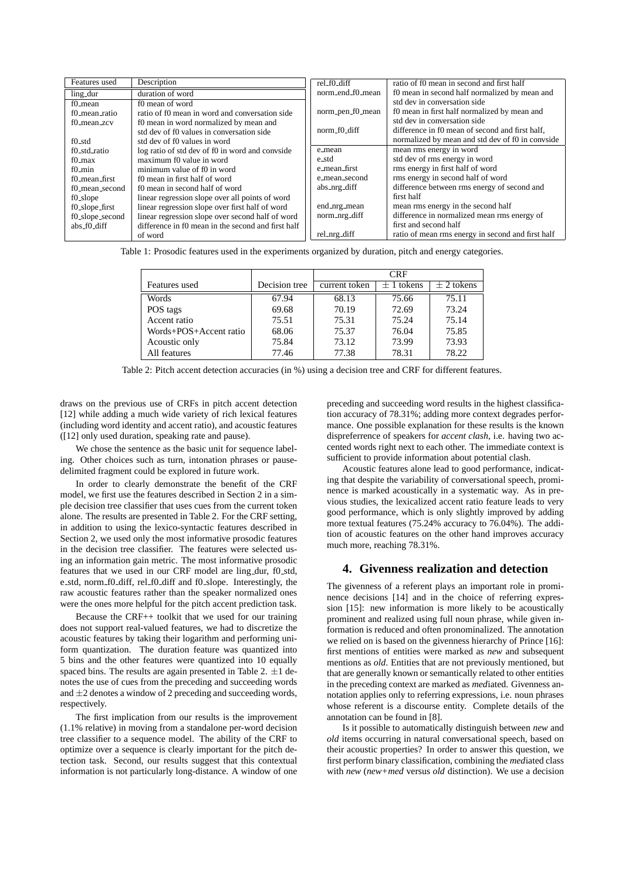| Features used | Description |
|---|---|
| ling_dur | duration of word |
| f0_mean | f0 mean of word |
| f0_mean_ratio | ratio of f0 mean in word and conversation side |
| f0_mean_zcv | f0 mean in word normalized by mean and std dev of f0 values in conversation side |
| f0_std | std dev of f0 values in word |
| f0_std_ratio | log ratio of std dev of f0 in word and convside |
| f0_max | maximum f0 value in word |
| f0_min | minimum value of f0 in word |
| f0_mean_first | f0 mean in first half of word |
| f0_mean_second | f0 mean in second half of word |
| f0_slope | linear regression slope over all points of word |
| f0_slope_first | linear regression slope over first half of word |
| f0_slope_second | linear regression slope over second half of word |
| abs_f0_diff | difference in f0 mean in the second and first half of word |
| rel_f0_diff | ratio of f0 mean in second and first half |
| norm_end_f0_mean | f0 mean in second half normalized by mean and std dev in conversation side |
| norm_pen_f0_mean | f0 mean in first half normalized by mean and std dev in conversation side |
| norm_f0_diff | difference in f0 mean of second and first half, normalized by mean and std dev of f0 in convside |
| e_mean | mean rms energy in word |
| e_std | std dev of rms energy in word |
| e_mean_first | rms energy in first half of word |
| e_mean_second | rms energy in second half of word |
| abs_nrg_diff | difference between rms energy of second and first half |
| end_nrg_mean | mean rms energy in the second half |
| norm_nrg_diff | difference in normalized mean rms energy of first and second half |
| rel_nrg_diff | ratio of mean rms energy in second and first half |

Table 1: Prosodic features used in the experiments organized by duration, pitch and energy categories.

| | | CRF | | |
|---|---|---|---|---|
| Features used | Decision tree | current token | $\pm$ 1 tokens | $\pm$ 2 tokens |
| Words | 67.94 | 68.13 | 75.66 | 75.11 |
| POS tags | 69.68 | 70.19 | 72.69 | 73.24 |
| Accent ratio | 75.51 | 75.31 | 75.24 | 75.14 |
| Words+POS+Accent ratio | 68.06 | 75.37 | 76.04 | 75.85 |
| Acoustic only | 75.84 | 73.12 | 73.99 | 73.93 |
| All features | 77.46 | 77.38 | 78.31 | 78.22 |

Table 2: Pitch accent detection accuracies (in %) using a decision tree and CRF for different features.

draws on the previous use of CRFs in pitch accent detection [12] while adding a much wide variety of rich lexical features (including word identity and accent ratio), and acoustic features ([12] only used duration, speaking rate and pause).

We chose the sentence as the basic unit for sequence labeling. Other choices such as turn, intonation phrases or pause-delimited fragment could be explored in future work.

In order to clearly demonstrate the benefit of the CRF model, we first use the features described in Section 2 in a simple decision tree classifier that uses cues from the current token alone. The results are presented in Table 2. For the CRF setting, in addition to using the lexico-syntactic features described in Section 2, we used only the most informative prosodic features in the decision tree classifier. The features were selected using an information gain metric. The most informative prosodic features that we used in our CRF model are ling_dur, f0_std, e_std, norm_f0_diff, rel_f0_diff and f0_slope. Interestingly, the raw acoustic features rather than the speaker normalized ones were the ones more helpful for the pitch accent prediction task.

Because the CRF++ toolkit that we used for our training does not support real-valued features, we had to discretize the acoustic features by taking their logarithm and performing uniform quantization. The duration feature was quantized into 5 bins and the other features were quantized into 10 equally spaced bins. The results are again presented in Table 2. $\pm$1 denotes the use of cues from the preceding and succeeding words and $\pm$2 denotes a window of 2 preceding and succeeding words, respectively.

The first implication from our results is the improvement (1.1% relative) in moving from a standalone per-word decision tree classifier to a sequence model. The ability of the CRF to optimize over a sequence is clearly important for the pitch detection task. Second, our results suggest that this contextual information is not particularly long-distance. A window of one preceding and succeeding word results in the highest classification accuracy of 78.31%; adding more context degrades performance. One possible explanation for these results is the known dispreferrence of speakers for *accent clash*, i.e. having two accented words right next to each other. The immediate context is sufficient to provide information about potential clash.

Acoustic features alone lead to good performance, indicating that despite the variability of conversational speech, prominence is marked acoustically in a systematic way. As in previous studies, the lexicalized accent ratio feature leads to very good performance, which is only slightly improved by adding more textual features (75.24% accuracy to 76.04%). The addition of acoustic features on the other hand improves accuracy much more, reaching 78.31%.

## 4. Givenness realization and detection

The givenness of a referent plays an important role in prominence decisions [14] and in the choice of referring expression [15]: new information is more likely to be acoustically prominent and realized using full noun phrase, while given information is reduced and often pronominalized. The annotation we relied on is based on the givenness hierarchy of Prince [16]: first mentions of entities were marked as *new* and subsequent mentions as *old*. Entities that are not previously mentioned, but that are generally known or semantically related to other entities in the preceding context are marked as *med*iated. Givenness annotation applies only to referring expressions, i.e. noun phrases whose referent is a discourse entity. Complete details of the annotation can be found in [8].

Is it possible to automatically distinguish between *new* and *old* items occurring in natural conversational speech, based on their acoustic properties? In order to answer this question, we first perform binary classification, combining the *med*iated class with *new* (*new+med* versus *old* distinction). We use a decision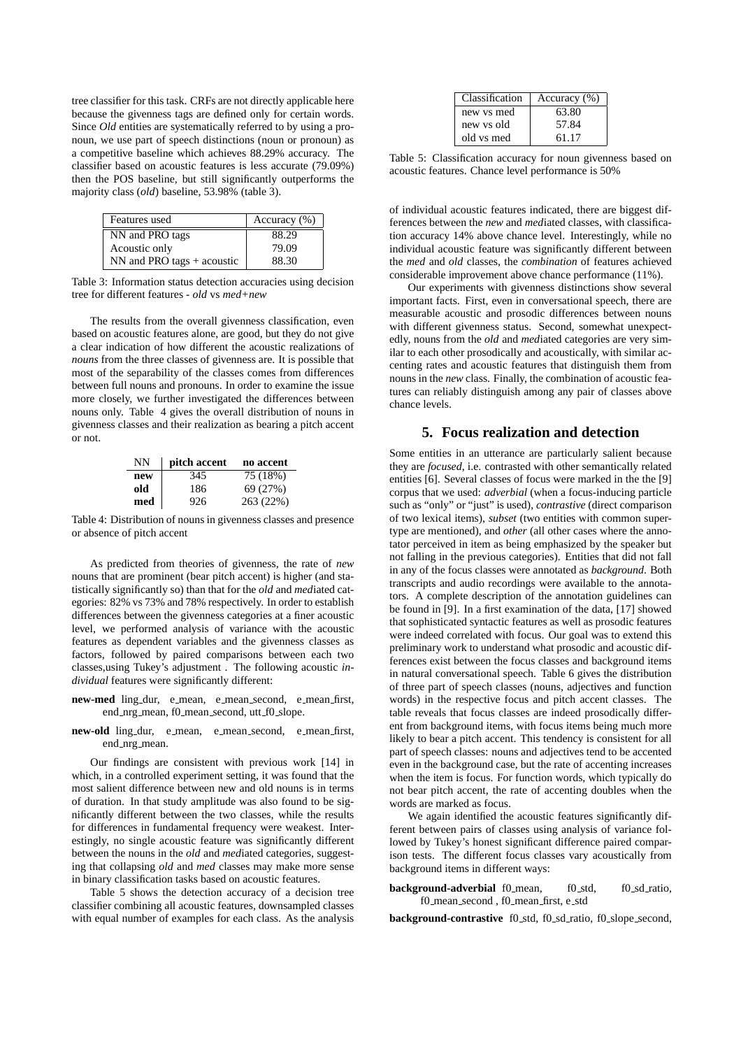tree classifier for this task. CRFs are not directly applicable here because the givenness tags are defined only for certain words. Since *Old* entities are systematically referred to by using a pronoun, we use part of speech distinctions (noun or pronoun) as a competitive baseline which achieves 88.29% accuracy. The classifier based on acoustic features is less accurate (79.09%) then the POS baseline, but still significantly outperforms the majority class (*old*) baseline, 53.98% (table 3).

| Features used | Accuracy (%) |
|---|---|
| NN and PRO tags | 88.29 |
| Acoustic only | 79.09 |
| NN and PRO tags + acoustic | 88.30 |

Table 3: Information status detection accuracies using decision tree for different features - *old* vs *med+new*

The results from the overall givenness classification, even based on acoustic features alone, are good, but they do not give a clear indication of how different the acoustic realizations of *nouns* from the three classes of givenness are. It is possible that most of the separability of the classes comes from differences between full nouns and pronouns. In order to examine the issue more closely, we further investigated the differences between nouns only. Table 4 gives the overall distribution of nouns in givenness classes and their realization as bearing a pitch accent or not.

| NN | pitch accent | no accent |
|---|---|---|
| **new** | 345 | 75 (18%) |
| **old** | 186 | 69 (27%) |
| **med** | 926 | 263 (22%) |

Table 4: Distribution of nouns in givenness classes and presence or absence of pitch accent

As predicted from theories of givenness, the rate of *new* nouns that are prominent (bear pitch accent) is higher (and statistically significantly so) than that for the *old* and *med*iated categories: 82% vs 73% and 78% respectively. In order to establish differences between the givenness categories at a finer acoustic level, we performed analysis of variance with the acoustic features as dependent variables and the givenness classes as factors, followed by paired comparisons between each two classes,using Tukey's adjustment . The following acoustic *individual* features were significantly different:

**new-med** ling_dur, e_mean, e_mean_second, e_mean_first, end_nrg_mean, f0_mean_second, utt_f0_slope.

**new-old** ling_dur, e_mean, e_mean_second, e_mean_first, end_nrg_mean.

Our findings are consistent with previous work [14] in which, in a controlled experiment setting, it was found that the most salient difference between new and old nouns is in terms of duration. In that study amplitude was also found to be significantly different between the two classes, while the results for differences in fundamental frequency were weakest. Interestingly, no single acoustic feature was significantly different between the nouns in the *old* and *med*iated categories, suggesting that collapsing *old* and *med* classes may make more sense in binary classification tasks based on acoustic features.

Table 5 shows the detection accuracy of a decision tree classifier combining all acoustic features, downsampled classes with equal number of examples for each class. As the analysis of individual acoustic features indicated, there are biggest differences between the *new* and *med*iated classes, with classification accuracy 14% above chance level. Interestingly, while no individual acoustic feature was significantly different between the *med* and *old* classes, the *combination* of features achieved considerable improvement above chance performance (11%).

| Classification | Accuracy (%) |
|---|---|
| new vs med | 63.80 |
| new vs old | 57.84 |
| old vs med | 61.17 |

Table 5: Classification accuracy for noun givenness based on acoustic features. Chance level performance is 50%

Our experiments with givenness distinctions show several important facts. First, even in conversational speech, there are measurable acoustic and prosodic differences between nouns with different givenness status. Second, somewhat unexpectedly, nouns from the *old* and *med*iated categories are very similar to each other prosodically and acoustically, with similar accenting rates and acoustic features that distinguish them from nouns in the *new* class. Finally, the combination of acoustic features can reliably distinguish among any pair of classes above chance levels.

## 5. Focus realization and detection

Some entities in an utterance are particularly salient because they are *focused*, i.e. contrasted with other semantically related entities [6]. Several classes of focus were marked in the the [9] corpus that we used: *adverbial* (when a focus-inducing particle such as "only" or "just" is used), *contrastive* (direct comparison of two lexical items), *subset* (two entities with common supertype are mentioned), and *other* (all other cases where the annotator perceived in item as being emphasized by the speaker but not falling in the previous categories). Entities that did not fall in any of the focus classes were annotated as *background*. Both transcripts and audio recordings were available to the annotators. A complete description of the annotation guidelines can be found in [9]. In a first examination of the data, [17] showed that sophisticated syntactic features as well as prosodic features were indeed correlated with focus. Our goal was to extend this preliminary work to understand what prosodic and acoustic differences exist between the focus classes and background items in natural conversational speech. Table 6 gives the distribution of three part of speech classes (nouns, adjectives and function words) in the respective focus and pitch accent classes. The table reveals that focus classes are indeed prosodically different from background items, with focus items being much more likely to bear a pitch accent. This tendency is consistent for all part of speech classes: nouns and adjectives tend to be accented even in the background case, but the rate of accenting increases when the item is focus. For function words, which typically do not bear pitch accent, the rate of accenting doubles when the words are marked as focus.

We again identified the acoustic features significantly different between pairs of classes using analysis of variance followed by Tukey's honest significant difference paired comparison tests. The different focus classes vary acoustically from background items in different ways:

**background-adverbial** f0_mean, f0_std, f0_sd_ratio, f0_mean_second , f0_mean_first, e_std

**background-contrastive** f0_std, f0_sd_ratio, f0_slope_second,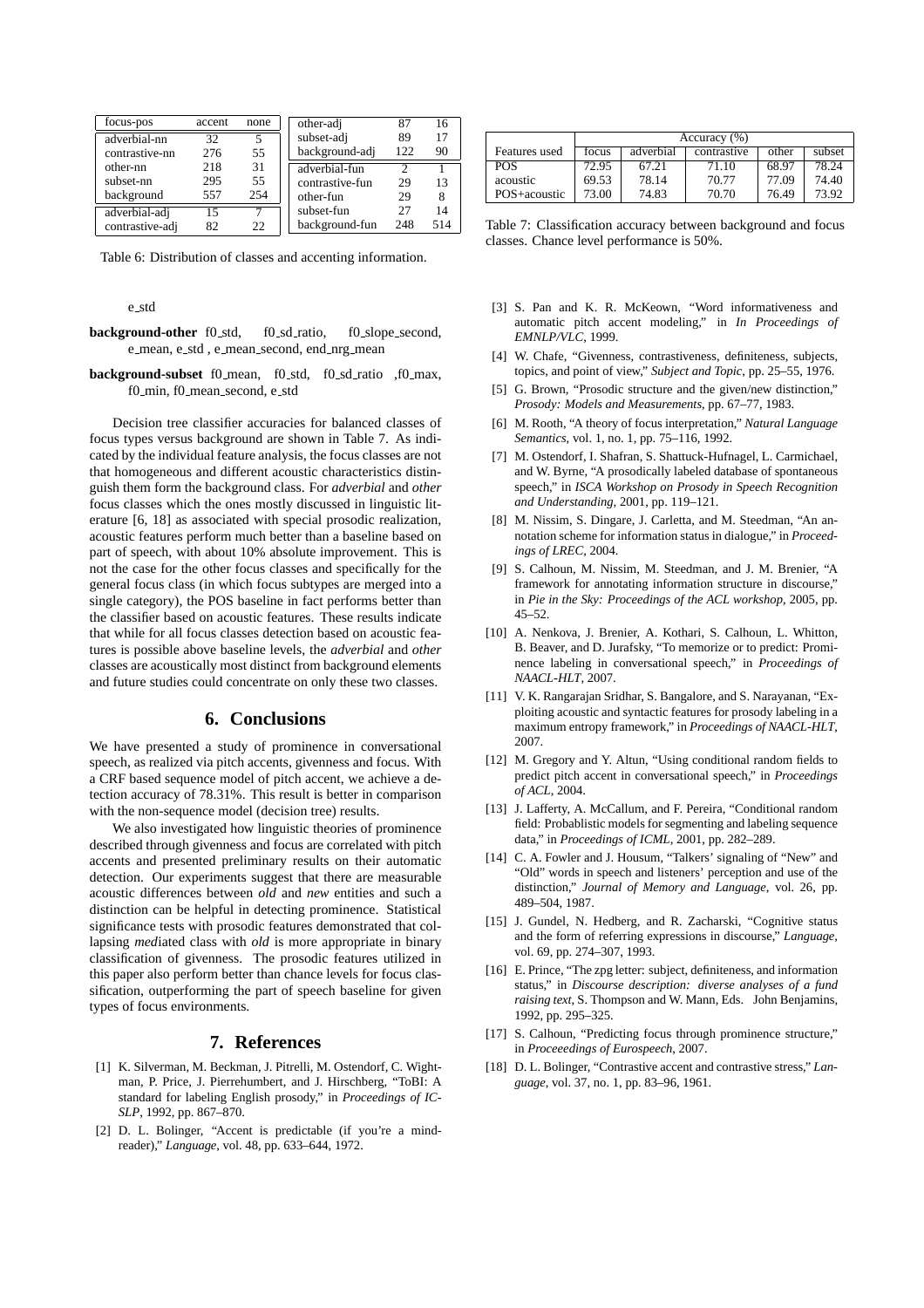| focus-pos | accent | none |
|---|---|---|
| adverbial-nn | 32 | 5 |
| contrastive-nn | 276 | 55 |
| other-nn | 218 | 31 |
| subset-nn | 295 | 55 |
| background | 557 | 254 |
| adverbial-adj | 15 | 7 |
| contrastive-adj | 82 | 22 |
| other-adj | 87 | 16 |
| subset-adj | 89 | 17 |
| background-adj | 122 | 90 |
| adverbial-fun | 2 | 1 |
| contrastive-fun | 29 | 13 |
| other-fun | 29 | 8 |
| subset-fun | 27 | 14 |
| background-fun | 248 | 514 |

Table 6: Distribution of classes and accenting information.

e_std

**background-other** f0_std, f0_sd_ratio, f0_slope_second, e_mean, e_std , e_mean_second, end_nrg_mean

**background-subset** f0_mean, f0_std, f0_sd_ratio ,f0_max, f0_min, f0_mean_second, e_std

Decision tree classifier accuracies for balanced classes of focus types versus background are shown in Table 7. As indicated by the individual feature analysis, the focus classes are not that homogeneous and different acoustic characteristics distinguish them form the background class. For *adverbial* and *other* focus classes which the ones mostly discussed in linguistic literature [6, 18] as associated with special prosodic realization, acoustic features perform much better than a baseline based on part of speech, with about 10% absolute improvement. This is not the case for the other focus classes and specifically for the general focus class (in which focus subtypes are merged into a single category), the POS baseline in fact performs better than the classifier based on acoustic features. These results indicate that while for all focus classes detection based on acoustic features is possible above baseline levels, the *adverbial* and *other* classes are acoustically most distinct from background elements and future studies could concentrate on only these two classes.

| | Accuracy (%) | | | | |
|---|---|---|---|---|---|
| Features used | focus | adverbial | contrastive | other | subset |
| POS | 72.95 | 67.21 | 71.10 | 68.97 | 78.24 |
| acoustic | 69.53 | 78.14 | 70.77 | 77.09 | 74.40 |
| POS+acoustic | 73.00 | 74.83 | 70.70 | 76.49 | 73.92 |

Table 7: Classification accuracy between background and focus classes. Chance level performance is 50%.

## 6. Conclusions

We have presented a study of prominence in conversational speech, as realized via pitch accents, givenness and focus. With a CRF based sequence model of pitch accent, we achieve a detection accuracy of 78.31%. This result is better in comparison with the non-sequence model (decision tree) results.

We also investigated how linguistic theories of prominence described through givenness and focus are correlated with pitch accents and presented preliminary results on their automatic detection. Our experiments suggest that there are measurable acoustic differences between *old* and *new* entities and such a distinction can be helpful in detecting prominence. Statistical significance tests with prosodic features demonstrated that collapsing *med*iated class with *old* is more appropriate in binary classification of givenness. The prosodic features utilized in this paper also perform better than chance levels for focus classification, outperforming the part of speech baseline for given types of focus environments.

## 7. References

[1] K. Silverman, M. Beckman, J. Pitrelli, M. Ostendorf, C. Wightman, P. Price, J. Pierrehumbert, and J. Hirschberg, "ToBI: A standard for labeling English prosody," in *Proceedings of ICSLP*, 1992, pp. 867–870.

[2] D. L. Bolinger, "Accent is predictable (if you're a mind-reader)," *Language*, vol. 48, pp. 633–644, 1972.

[3] S. Pan and K. R. McKeown, "Word informativeness and automatic pitch accent modeling," in *In Proceedings of EMNLP/VLC*, 1999.

[4] W. Chafe, "Givenness, contrastiveness, definiteness, subjects, topics, and point of view," *Subject and Topic*, pp. 25–55, 1976.

[5] G. Brown, "Prosodic structure and the given/new distinction," *Prosody: Models and Measurements*, pp. 67–77, 1983.

[6] M. Rooth, "A theory of focus interpretation," *Natural Language Semantics*, vol. 1, no. 1, pp. 75–116, 1992.

[7] M. Ostendorf, I. Shafran, S. Shattuck-Hufnagel, L. Carmichael, and W. Byrne, "A prosodically labeled database of spontaneous speech," in *ISCA Workshop on Prosody in Speech Recognition and Understanding*, 2001, pp. 119–121.

[8] M. Nissim, S. Dingare, J. Carletta, and M. Steedman, "An annotation scheme for information status in dialogue," in *Proceedings of LREC*, 2004.

[9] S. Calhoun, M. Nissim, M. Steedman, and J. M. Brenier, "A framework for annotating information structure in discourse," in *Pie in the Sky: Proceedings of the ACL workshop*, 2005, pp. 45–52.

[10] A. Nenkova, J. Brenier, A. Kothari, S. Calhoun, L. Whitton, B. Beaver, and D. Jurafsky, "To memorize or to predict: Prominence labeling in conversational speech," in *Proceedings of NAACL-HLT*, 2007.

[11] V. K. Rangarajan Sridhar, S. Bangalore, and S. Narayanan, "Exploiting acoustic and syntactic features for prosody labeling in a maximum entropy framework," in *Proceedings of NAACL-HLT*, 2007.

[12] M. Gregory and Y. Altun, "Using conditional random fields to predict pitch accent in conversational speech," in *Proceedings of ACL*, 2004.

[13] J. Lafferty, A. McCallum, and F. Pereira, "Conditional random field: Probablistic models for segmenting and labeling sequence data," in *Proceedings of ICML*, 2001, pp. 282–289.

[14] C. A. Fowler and J. Housum, "Talkers' signaling of "New" and "Old" words in speech and listeners' perception and use of the distinction," *Journal of Memory and Language*, vol. 26, pp. 489–504, 1987.

[15] J. Gundel, N. Hedberg, and R. Zacharski, "Cognitive status and the form of referring expressions in discourse," *Language*, vol. 69, pp. 274–307, 1993.

[16] E. Prince, "The zpg letter: subject, definiteness, and information status," in *Discourse description: diverse analyses of a fund raising text*, S. Thompson and W. Mann, Eds. John Benjamins, 1992, pp. 295–325.

[17] S. Calhoun, "Predicting focus through prominence structure," in *Proceeedings of Eurospeech*, 2007.

[18] D. L. Bolinger, "Contrastive accent and contrastive stress," *Language*, vol. 37, no. 1, pp. 83–96, 1961.